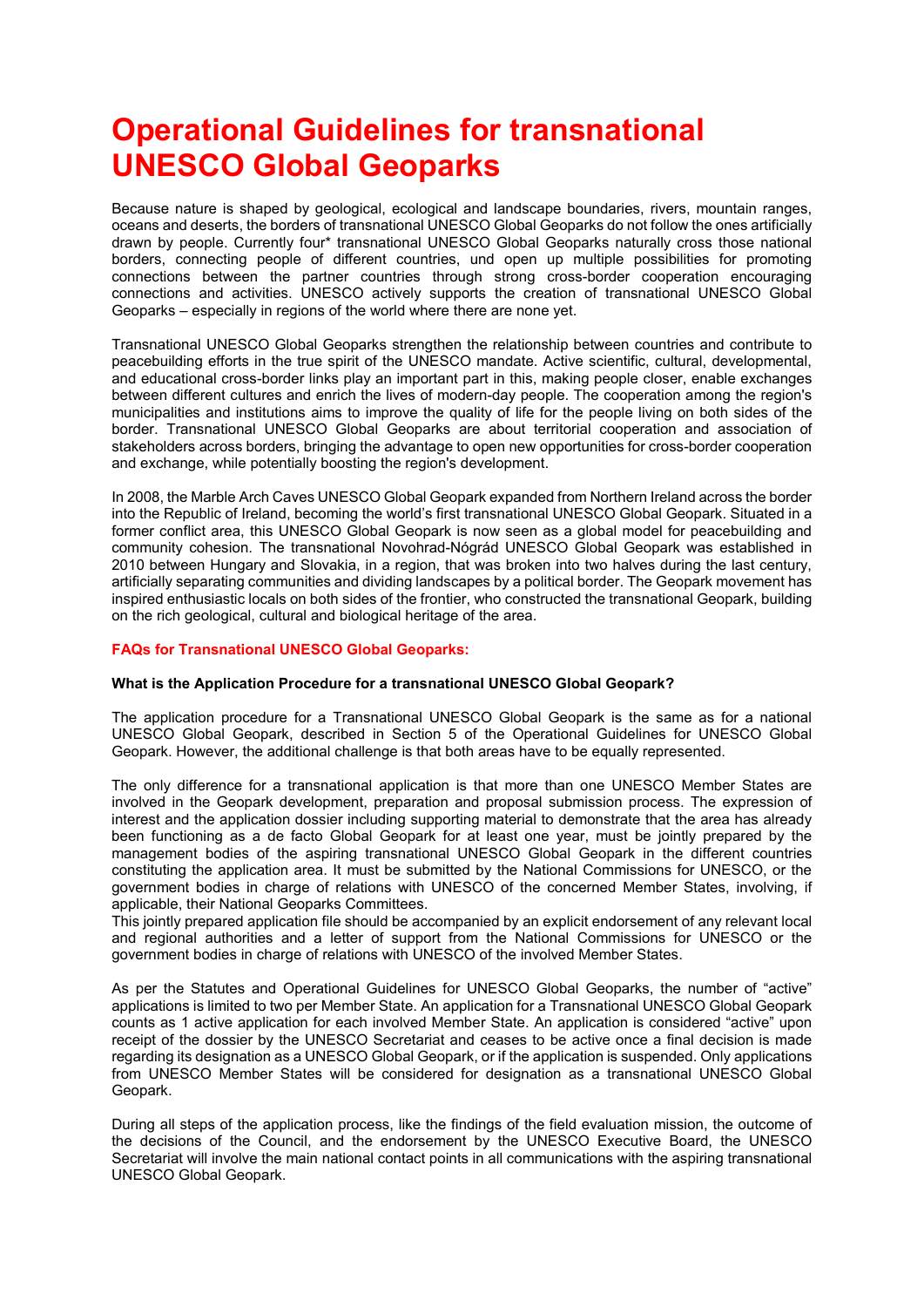# Operational Guidelines for transnational UNESCO Global Geoparks

Because nature is shaped by geological, ecological and landscape boundaries, rivers, mountain ranges, oceans and deserts, the borders of transnational UNESCO Global Geoparks do not follow the ones artificially drawn by people. Currently four* transnational UNESCO Global Geoparks naturally cross those national borders, connecting people of different countries, und open up multiple possibilities for promoting connections between the partner countries through strong cross-border cooperation encouraging connections and activities. UNESCO actively supports the creation of transnational UNESCO Global Geoparks – especially in regions of the world where there are none yet.

Transnational UNESCO Global Geoparks strengthen the relationship between countries and contribute to peacebuilding efforts in the true spirit of the UNESCO mandate. Active scientific, cultural, developmental, and educational cross-border links play an important part in this, making people closer, enable exchanges between different cultures and enrich the lives of modern-day people. The cooperation among the region's municipalities and institutions aims to improve the quality of life for the people living on both sides of the border. Transnational UNESCO Global Geoparks are about territorial cooperation and association of stakeholders across borders, bringing the advantage to open new opportunities for cross-border cooperation and exchange, while potentially boosting the region's development.

In 2008, the Marble Arch Caves UNESCO Global Geopark expanded from Northern Ireland across the border into the Republic of Ireland, becoming the world's first transnational UNESCO Global Geopark. Situated in a former conflict area, this UNESCO Global Geopark is now seen as a global model for peacebuilding and community cohesion. The transnational Novohrad-Nógrád UNESCO Global Geopark was established in 2010 between Hungary and Slovakia, in a region, that was broken into two halves during the last century, artificially separating communities and dividing landscapes by a political border. The Geopark movement has inspired enthusiastic locals on both sides of the frontier, who constructed the transnational Geopark, building on the rich geological, cultural and biological heritage of the area.

## FAQs for Transnational UNESCO Global Geoparks:

### What is the Application Procedure for a transnational UNESCO Global Geopark?

The application procedure for a Transnational UNESCO Global Geopark is the same as for a national UNESCO Global Geopark, described in Section 5 of the Operational Guidelines for UNESCO Global Geopark. However, the additional challenge is that both areas have to be equally represented.

The only difference for a transnational application is that more than one UNESCO Member States are involved in the Geopark development, preparation and proposal submission process. The expression of interest and the application dossier including supporting material to demonstrate that the area has already been functioning as a de facto Global Geopark for at least one year, must be jointly prepared by the management bodies of the aspiring transnational UNESCO Global Geopark in the different countries constituting the application area. It must be submitted by the National Commissions for UNESCO, or the government bodies in charge of relations with UNESCO of the concerned Member States, involving, if applicable, their National Geoparks Committees.
This jointly prepared application file should be accompanied by an explicit endorsement of any relevant local and regional authorities and a letter of support from the National Commissions for UNESCO or the government bodies in charge of relations with UNESCO of the involved Member States.

As per the Statutes and Operational Guidelines for UNESCO Global Geoparks, the number of "active" applications is limited to two per Member State. An application for a Transnational UNESCO Global Geopark counts as 1 active application for each involved Member State. An application is considered "active" upon receipt of the dossier by the UNESCO Secretariat and ceases to be active once a final decision is made regarding its designation as a UNESCO Global Geopark, or if the application is suspended. Only applications from UNESCO Member States will be considered for designation as a transnational UNESCO Global Geopark.

During all steps of the application process, like the findings of the field evaluation mission, the outcome of the decisions of the Council, and the endorsement by the UNESCO Executive Board, the UNESCO Secretariat will involve the main national contact points in all communications with the aspiring transnational UNESCO Global Geopark.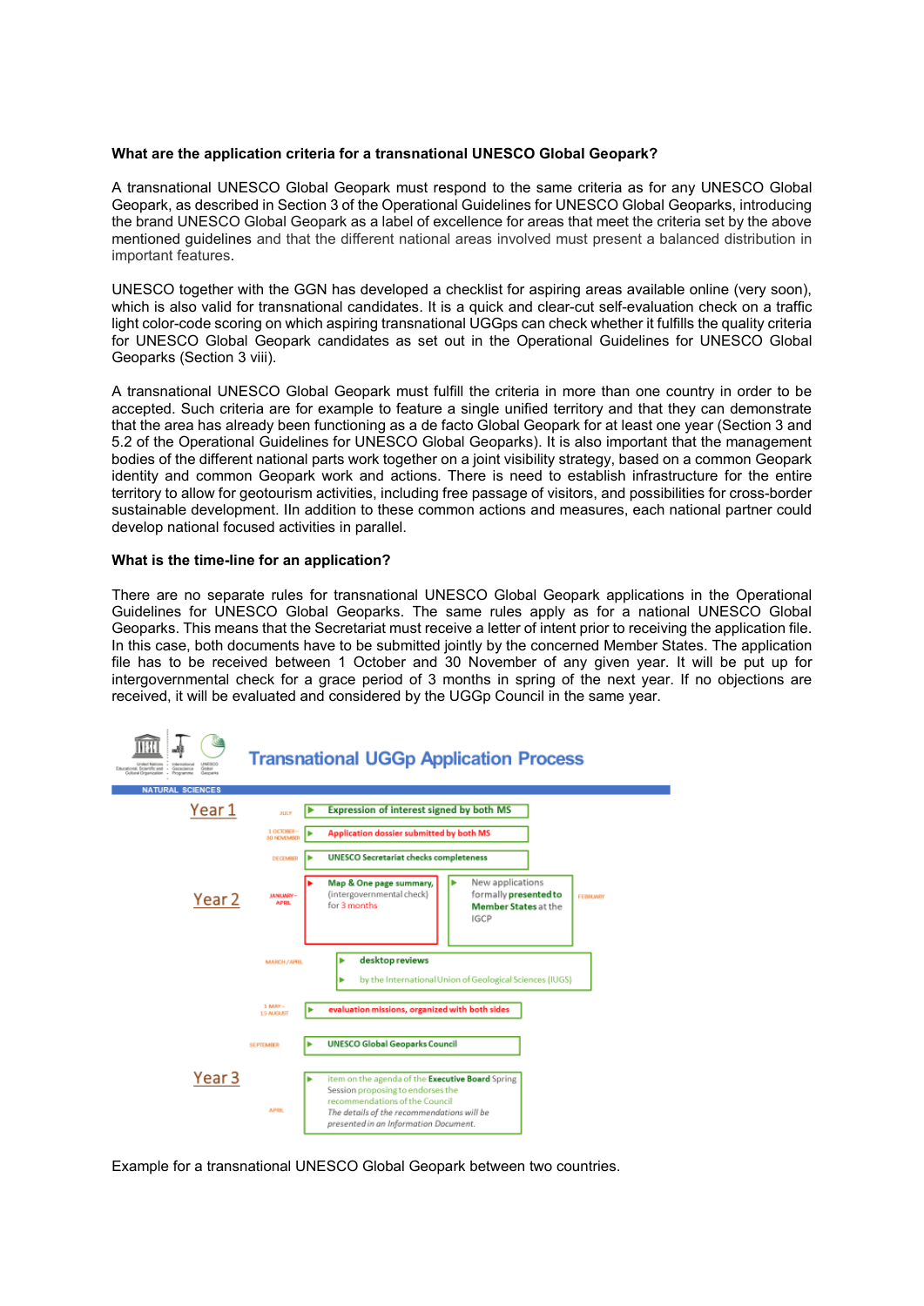**What are the application criteria for a transnational UNESCO Global Geopark?**

A transnational UNESCO Global Geopark must respond to the same criteria as for any UNESCO Global Geopark, as described in Section 3 of the Operational Guidelines for UNESCO Global Geoparks, introducing the brand UNESCO Global Geopark as a label of excellence for areas that meet the criteria set by the above mentioned guidelines and that the different national areas involved must present a balanced distribution in important features.

UNESCO together with the GGN has developed a checklist for aspiring areas available online (very soon), which is also valid for transnational candidates. It is a quick and clear-cut self-evaluation check on a traffic light color-code scoring on which aspiring transnational UGGps can check whether it fulfills the quality criteria for UNESCO Global Geopark candidates as set out in the Operational Guidelines for UNESCO Global Geoparks (Section 3 viii).

A transnational UNESCO Global Geopark must fulfill the criteria in more than one country in order to be accepted. Such criteria are for example to feature a single unified territory and that they can demonstrate that the area has already been functioning as a de facto Global Geopark for at least one year (Section 3 and 5.2 of the Operational Guidelines for UNESCO Global Geoparks). It is also important that the management bodies of the different national parts work together on a joint visibility strategy, based on a common Geopark identity and common Geopark work and actions. There is need to establish infrastructure for the entire territory to allow for geotourism activities, including free passage of visitors, and possibilities for cross-border sustainable development. IIn addition to these common actions and measures, each national partner could develop national focused activities in parallel.

**What is the time-line for an application?**

There are no separate rules for transnational UNESCO Global Geopark applications in the Operational Guidelines for UNESCO Global Geoparks. The same rules apply as for a national UNESCO Global Geoparks. This means that the Secretariat must receive a letter of intent prior to receiving the application file. In this case, both documents have to be submitted jointly by the concerned Member States. The application file has to be received between 1 October and 30 November of any given year. It will be put up for intergovernmental check for a grace period of 3 months in spring of the next year. If no objections are received, it will be evaluated and considered by the UGGp Council in the same year.

**Transnational UGGp Application Process**

NATURAL SCIENCES

**Year 1**

- JULY — Expression of interest signed by both MS
- 1 OCTOBER – 30 NOVEMBER — Application dossier submitted by both MS
- DECEMBER — UNESCO Secretariat checks completeness

**Year 2**

- JANUARY – APRIL — Map & One page summary, (intergovernmental check) for 3 months
- FEBRUARY — New applications formally presented to Member States at the IGCP
- MARCH / APRIL — desktop reviews by the International Union of Geological Sciences (IUGS)
- 1 MAY – 15 AUGUST — evaluation missions, organized with both sides
- SEPTEMBER — UNESCO Global Geoparks Council

**Year 3**

- APRIL — item on the agenda of the Executive Board Spring Session proposing to endorses the recommendations of the Council. *The details of the recommendations will be presented in an Information Document.*

Example for a transnational UNESCO Global Geopark between two countries.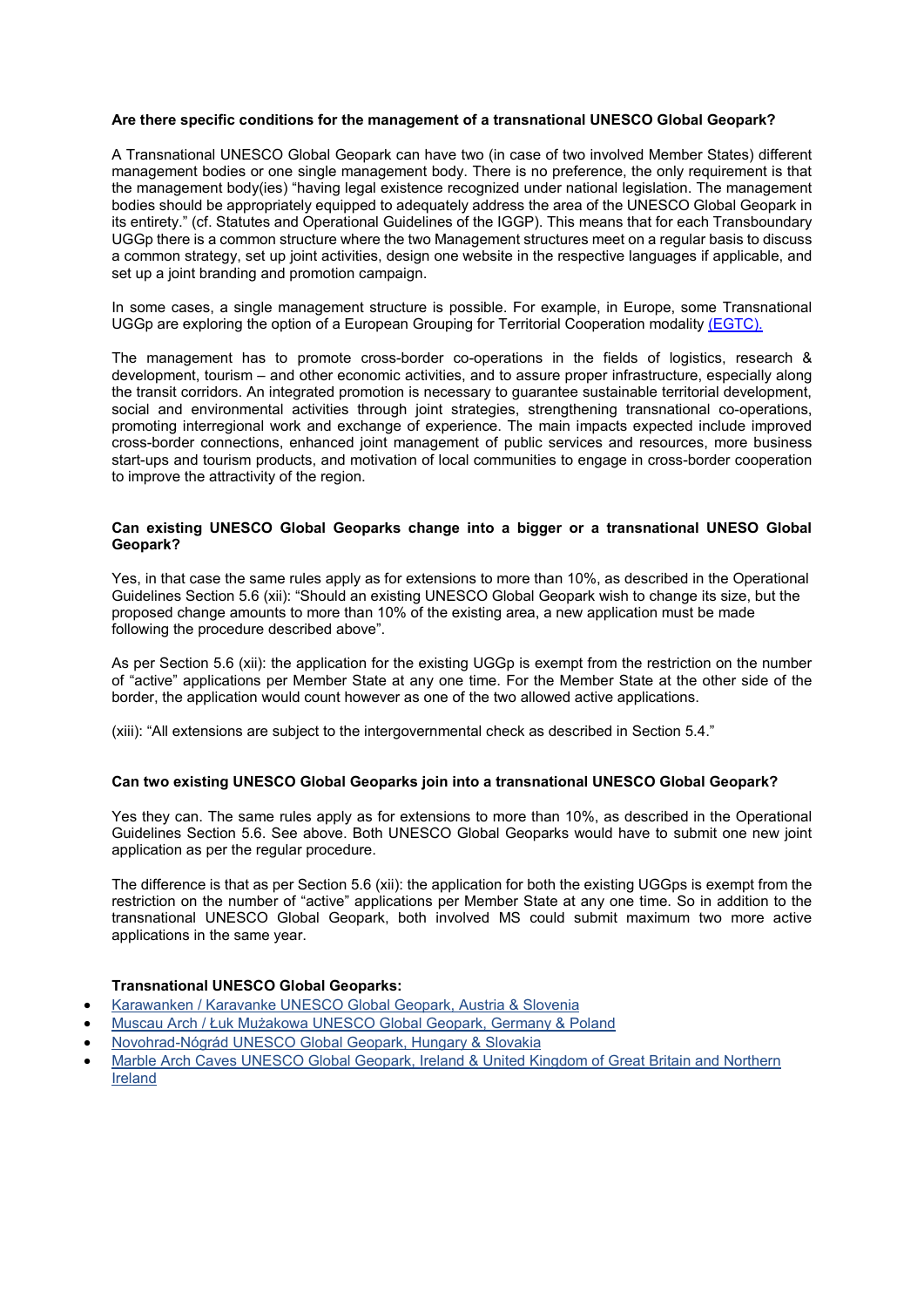**Are there specific conditions for the management of a transnational UNESCO Global Geopark?**

A Transnational UNESCO Global Geopark can have two (in case of two involved Member States) different management bodies or one single management body. There is no preference, the only requirement is that the management body(ies) "having legal existence recognized under national legislation. The management bodies should be appropriately equipped to adequately address the area of the UNESCO Global Geopark in its entirety." (cf. Statutes and Operational Guidelines of the IGGP). This means that for each Transboundary UGGp there is a common structure where the two Management structures meet on a regular basis to discuss a common strategy, set up joint activities, design one website in the respective languages if applicable, and set up a joint branding and promotion campaign.

In some cases, a single management structure is possible. For example, in Europe, some Transnational UGGp are exploring the option of a European Grouping for Territorial Cooperation modality (EGTC).

The management has to promote cross-border co-operations in the fields of logistics, research & development, tourism – and other economic activities, and to assure proper infrastructure, especially along the transit corridors. An integrated promotion is necessary to guarantee sustainable territorial development, social and environmental activities through joint strategies, strengthening transnational co-operations, promoting interregional work and exchange of experience. The main impacts expected include improved cross-border connections, enhanced joint management of public services and resources, more business start-ups and tourism products, and motivation of local communities to engage in cross-border cooperation to improve the attractivity of the region.

**Can existing UNESCO Global Geoparks change into a bigger or a transnational UNESO Global Geopark?**

Yes, in that case the same rules apply as for extensions to more than 10%, as described in the Operational Guidelines Section 5.6 (xii): "Should an existing UNESCO Global Geopark wish to change its size, but the proposed change amounts to more than 10% of the existing area, a new application must be made following the procedure described above".

As per Section 5.6 (xii): the application for the existing UGGp is exempt from the restriction on the number of "active" applications per Member State at any one time. For the Member State at the other side of the border, the application would count however as one of the two allowed active applications.

(xiii): "All extensions are subject to the intergovernmental check as described in Section 5.4."

**Can two existing UNESCO Global Geoparks join into a transnational UNESCO Global Geopark?**

Yes they can. The same rules apply as for extensions to more than 10%, as described in the Operational Guidelines Section 5.6. See above. Both UNESCO Global Geoparks would have to submit one new joint application as per the regular procedure.

The difference is that as per Section 5.6 (xii): the application for both the existing UGGps is exempt from the restriction on the number of "active" applications per Member State at any one time. So in addition to the transnational UNESCO Global Geopark, both involved MS could submit maximum two more active applications in the same year.

**Transnational UNESCO Global Geoparks:**

- Karawanken / Karavanke UNESCO Global Geopark, Austria & Slovenia
- Muscau Arch / Łuk Mużakowa UNESCO Global Geopark, Germany & Poland
- Novohrad-Nógrád UNESCO Global Geopark, Hungary & Slovakia
- Marble Arch Caves UNESCO Global Geopark, Ireland & United Kingdom of Great Britain and Northern Ireland